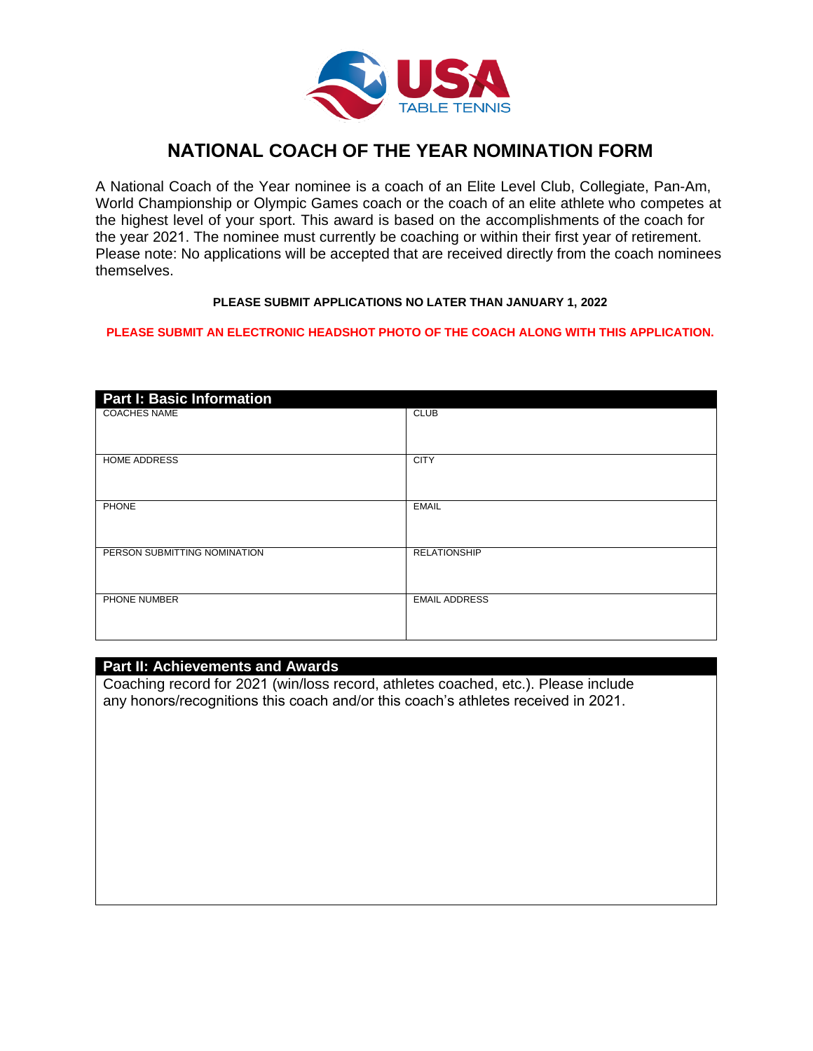USA TABLE TENNIS

# NATIONAL COACH OF THE YEAR NOMINATION FORM

A National Coach of the Year nominee is a coach of an Elite Level Club, Collegiate, Pan-Am, World Championship or Olympic Games coach or the coach of an elite athlete who competes at the highest level of your sport. This award is based on the accomplishments of the coach for the year 2021. The nominee must currently be coaching or within their first year of retirement. Please note: No applications will be accepted that are received directly from the coach nominees themselves.

**PLEASE SUBMIT APPLICATIONS NO LATER THAN JANUARY 1, 2022**

**PLEASE SUBMIT AN ELECTRONIC HEADSHOT PHOTO OF THE COACH ALONG WITH THIS APPLICATION.**

## Part I: Basic Information

| | |
|---|---|
| COACHES NAME | CLUB |
| HOME ADDRESS | CITY |
| PHONE | EMAIL |
| PERSON SUBMITTING NOMINATION | RELATIONSHIP |
| PHONE NUMBER | EMAIL ADDRESS |

## Part II: Achievements and Awards

Coaching record for 2021 (win/loss record, athletes coached, etc.). Please include any honors/recognitions this coach and/or this coach's athletes received in 2021.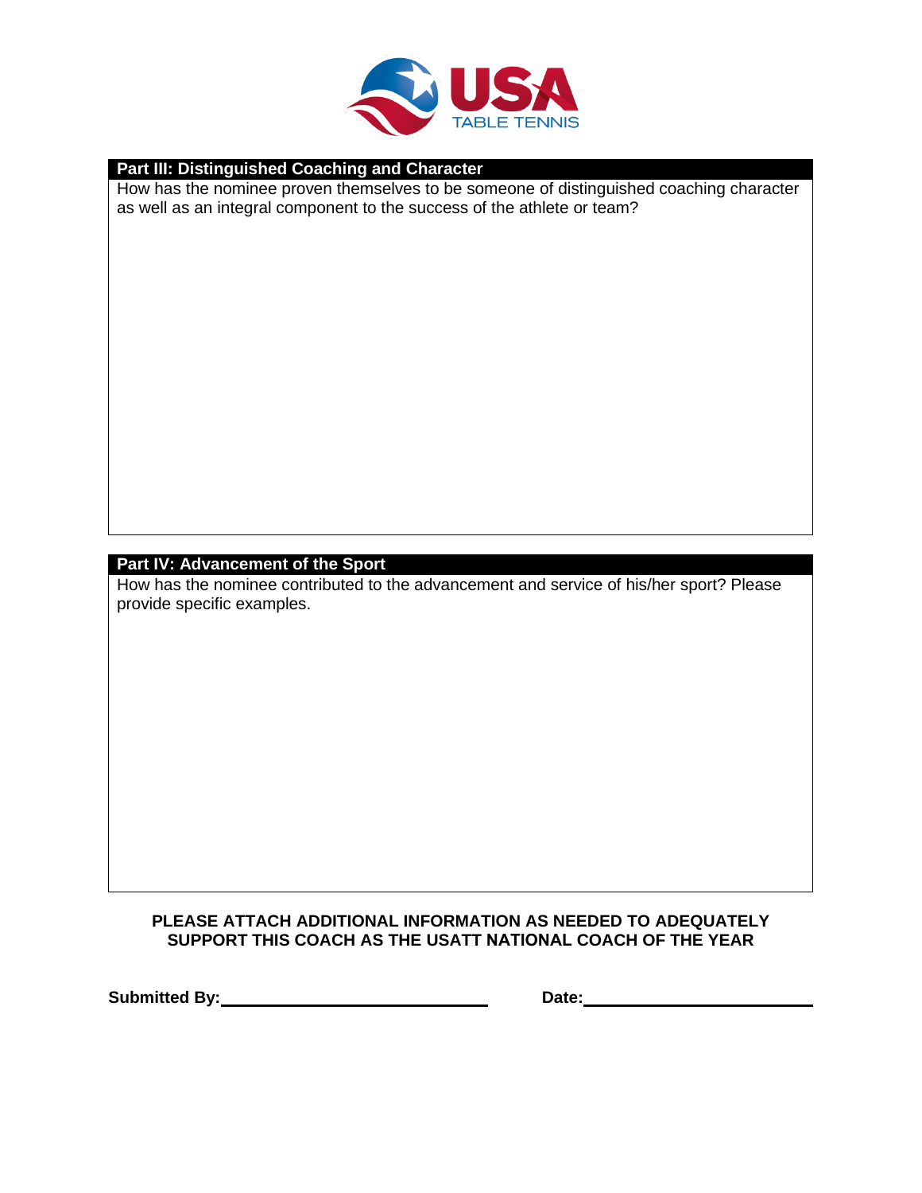USA TABLE TENNIS

## Part III: Distinguished Coaching and Character

How has the nominee proven themselves to be someone of distinguished coaching character as well as an integral component to the success of the athlete or team?

## Part IV: Advancement of the Sport

How has the nominee contributed to the advancement and service of his/her sport? Please provide specific examples.

**PLEASE ATTACH ADDITIONAL INFORMATION AS NEEDED TO ADEQUATELY SUPPORT THIS COACH AS THE USATT NATIONAL COACH OF THE YEAR**

**Submitted By:** ______________________________ **Date:** ________________________